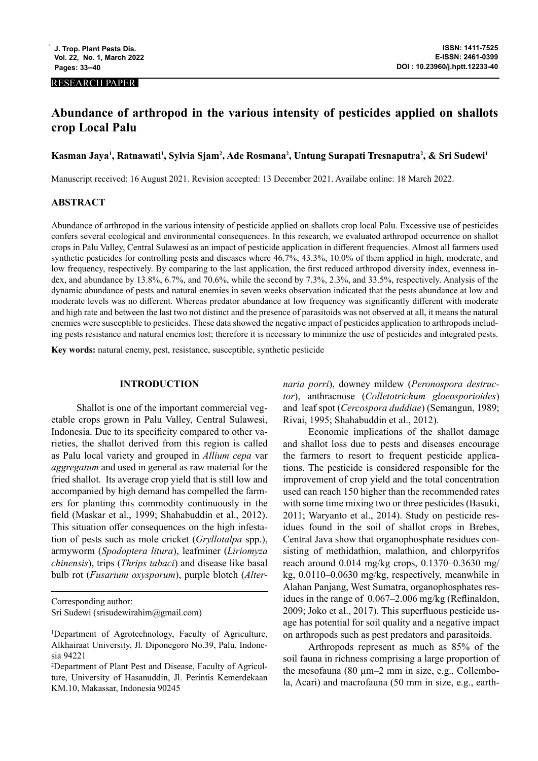RESEARCH PAPER

# Abundance of arthropod in the various intensity of pesticides applied on shallots crop Local Palu

**Kasman Jaya[1], Ratnawati[1], Sylvia Sjam[2], Ade Rosmana[2], Untung Surapati Tresnaputra[2], & Sri Sudewi[1]**

Manuscript received: 16 August 2021. Revision accepted: 13 December 2021. Availabe online: 18 March 2022.

## ABSTRACT

Abundance of arthropod in the various intensity of pesticide applied on shallots crop local Palu. Excessive use of pesticides confers several ecological and environmental consequences. In this research, we evaluated arthropod occurrence on shallot crops in Palu Valley, Central Sulawesi as an impact of pesticide application in different frequencies. Almost all farmers used synthetic pesticides for controlling pests and diseases where 46.7%, 43.3%, 10.0% of them applied in high, moderate, and low frequency, respectively. By comparing to the last application, the first reduced arthropod diversity index, evenness index, and abundance by 13.8%, 6.7%, and 70.6%, while the second by 7.3%, 2.3%, and 33.5%, respectively. Analysis of the dynamic abundance of pests and natural enemies in seven weeks observation indicated that the pests abundance at low and moderate levels was no different. Whereas predator abundance at low frequency was significantly different with moderate and high rate and between the last two not distinct and the presence of parasitoids was not observed at all, it means the natural enemies were susceptible to pesticides. These data showed the negative impact of pesticides application to arthropods including pests resistance and natural enemies lost; therefore it is necessary to minimize the use of pesticides and integrated pests.

**Key words:** natural enemy, pest, resistance, susceptible, synthetic pesticide

## INTRODUCTION

Shallot is one of the important commercial vegetable crops grown in Palu Valley, Central Sulawesi, Indonesia. Due to its specificity compared to other varieties, the shallot derived from this region is called as Palu local variety and grouped in *Allium cepa* var *aggregatum* and used in general as raw material for the fried shallot. Its average crop yield that is still low and accompanied by high demand has compelled the farmers for planting this commodity continuously in the field (Maskar et al., 1999; Shahabuddin et al., 2012). This situation offer consequences on the high infestation of pests such as mole cricket (*Gryllotalpa* spp.), armyworm (*Spodoptera litura*), leafminer (*Liriomyza chinensis*), trips (*Thrips tabaci*) and disease like basal bulb rot (*Fusarium oxysporum*), purple blotch (*Alternaria porri*), downey mildew (*Peronospora destructor*), anthracnose (*Colletotrichum gloeosporioides*) and leaf spot (*Cercospora duddiae*) (Semangun, 1989; Rivai, 1995; Shahabuddin et al., 2012).

Economic implications of the shallot damage and shallot loss due to pests and diseases encourage the farmers to resort to frequent pesticide applications. The pesticide is considered responsible for the improvement of crop yield and the total concentration used can reach 150 higher than the recommended rates with some time mixing two or three pesticides (Basuki, 2011; Waryanto et al., 2014). Study on pesticide residues found in the soil of shallot crops in Brebes, Central Java show that organophosphate residues consisting of methidathion, malathion, and chlorpyrifos reach around 0.014 mg/kg crops, 0.1370–0.3630 mg/kg, 0.0110–0.0630 mg/kg, respectively, meanwhile in Alahan Panjang, West Sumatra, organophosphates residues in the range of 0.067–2.006 mg/kg (Reflinaldon, 2009; Joko et al., 2017). This superfluous pesticide usage has potential for soil quality and a negative impact on arthropods such as pest predators and parasitoids.

Arthropods represent as much as 85% of the soil fauna in richness comprising a large proportion of the mesofauna (80 µm–2 mm in size, e.g., Collembola, Acari) and macrofauna (50 mm in size, e.g., earth-

Corresponding author:
Sri Sudewi (srisudewirahim@gmail.com)

[1]Department of Agrotechnology, Faculty of Agriculture, Alkhairaat University, Jl. Diponegoro No.39, Palu, Indonesia 94221

[2]Department of Plant Pest and Disease, Faculty of Agriculture, University of Hasanuddin, Jl. Perintis Kemerdekaan KM.10, Makassar, Indonesia 90245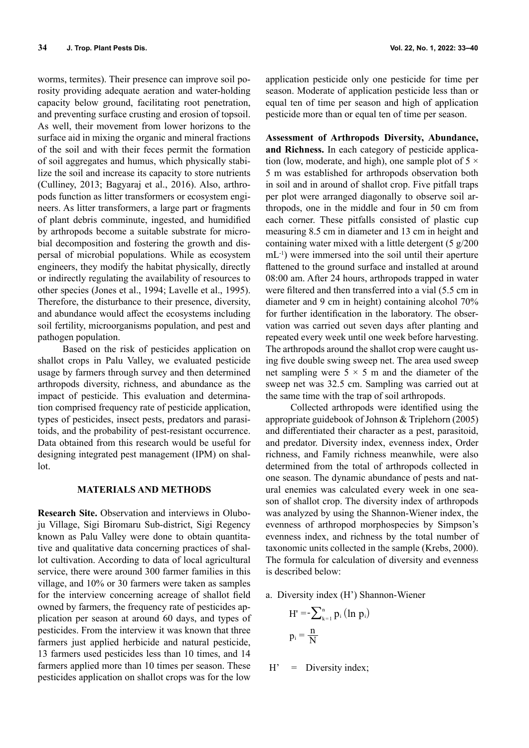worms, termites). Their presence can improve soil porosity providing adequate aeration and water-holding capacity below ground, facilitating root penetration, and preventing surface crusting and erosion of topsoil. As well, their movement from lower horizons to the surface aid in mixing the organic and mineral fractions of the soil and with their feces permit the formation of soil aggregates and humus, which physically stabilize the soil and increase its capacity to store nutrients (Culliney, 2013; Bagyaraj et al., 2016). Also, arthropods function as litter transformers or ecosystem engineers. As litter transformers, a large part or fragments of plant debris comminute, ingested, and humidified by arthropods become a suitable substrate for microbial decomposition and fostering the growth and dispersal of microbial populations. While as ecosystem engineers, they modify the habitat physically, directly or indirectly regulating the availability of resources to other species (Jones et al., 1994; Lavelle et al., 1995). Therefore, the disturbance to their presence, diversity, and abundance would affect the ecosystems including soil fertility, microorganisms population, and pest and pathogen population.

Based on the risk of pesticides application on shallot crops in Palu Valley, we evaluated pesticide usage by farmers through survey and then determined arthropods diversity, richness, and abundance as the impact of pesticide. This evaluation and determination comprised frequency rate of pesticide application, types of pesticides, insect pests, predators and parasitoids, and the probability of pest-resistant occurrence. Data obtained from this research would be useful for designing integrated pest management (IPM) on shallot.

## MATERIALS AND METHODS

**Research Site.** Observation and interviews in Oluboju Village, Sigi Biromaru Sub-district, Sigi Regency known as Palu Valley were done to obtain quantitative and qualitative data concerning practices of shallot cultivation. According to data of local agricultural service, there were around 300 farmer families in this village, and 10% or 30 farmers were taken as samples for the interview concerning acreage of shallot field owned by farmers, the frequency rate of pesticides application per season at around 60 days, and types of pesticides. From the interview it was known that three farmers just applied herbicide and natural pesticide, 13 farmers used pesticides less than 10 times, and 14 farmers applied more than 10 times per season. These pesticides application on shallot crops was for the low application pesticide only one pesticide for time per season. Moderate of application pesticide less than or equal ten of time per season and high of application pesticide more than or equal ten of time per season.

**Assessment of Arthropods Diversity, Abundance, and Richness.** In each category of pesticide application (low, moderate, and high), one sample plot of 5 × 5 m was established for arthropods observation both in soil and in around of shallot crop. Five pitfall traps per plot were arranged diagonally to observe soil arthropods, one in the middle and four in 50 cm from each corner. These pitfalls consisted of plastic cup measuring 8.5 cm in diameter and 13 cm in height and containing water mixed with a little detergent (5 g/200 $mL^{-1}$) were immersed into the soil until their aperture flattened to the ground surface and installed at around 08:00 am. After 24 hours, arthropods trapped in water were filtered and then transferred into a vial (5.5 cm in diameter and 9 cm in height) containing alcohol 70% for further identification in the laboratory. The observation was carried out seven days after planting and repeated every week until one week before harvesting. The arthropods around the shallot crop were caught using five double swing sweep net. The area used sweep net sampling were 5 × 5 m and the diameter of the sweep net was 32.5 cm. Sampling was carried out at the same time with the trap of soil arthropods.

Collected arthropods were identified using the appropriate guidebook of Johnson & Triplehorn (2005) and differentiated their character as a pest, parasitoid, and predator. Diversity index, evenness index, Order richness, and Family richness meanwhile, were also determined from the total of arthropods collected in one season. The dynamic abundance of pests and natural enemies was calculated every week in one season of shallot crop. The diversity index of arthropods was analyzed by using the Shannon-Wiener index, the evenness of arthropod morphospecies by Simpson's evenness index, and richness by the total number of taxonomic units collected in the sample (Krebs, 2000). The formula for calculation of diversity and evenness is described below:

a. Diversity index (H') Shannon-Wiener

$$H' = -\sum_{k=1}^{n} p_i \left(\ln p_i\right)$$

$$p_i = \frac{n}{N}$$

H' = Diversity index;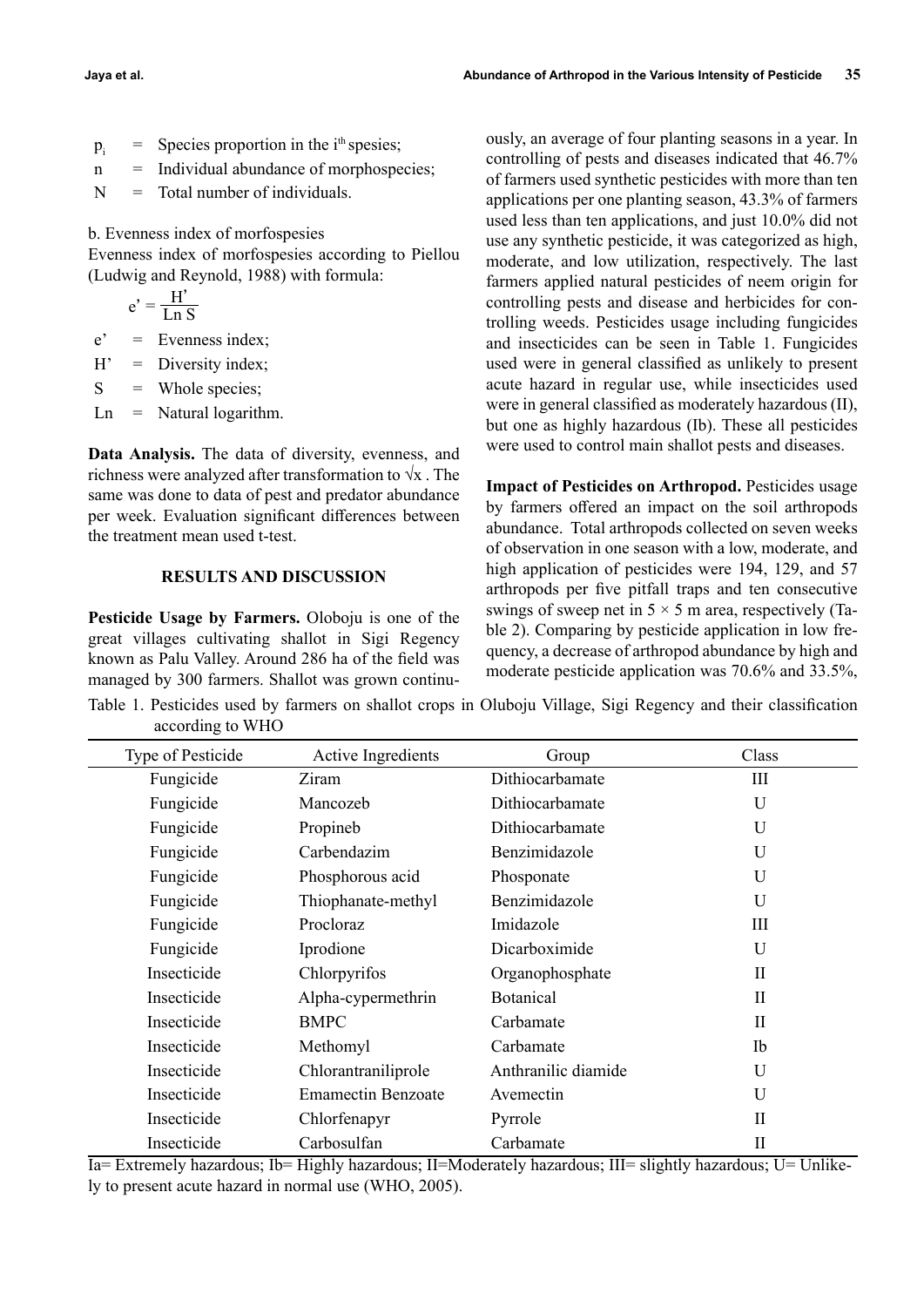$p_i$ = Species proportion in the $i^{th}$ spesies;

n = Individual abundance of morphospecies;

N = Total number of individuals.

b. Evenness index of morfospesies

Evenness index of morfospesies according to Piellou (Ludwig and Reynold, 1988) with formula:

$$e' = \frac{H'}{\text{Ln } S}$$

e' = Evenness index;

H' = Diversity index;

S = Whole species;

Ln = Natural logarithm.

**Data Analysis.** The data of diversity, evenness, and richness were analyzed after transformation to $\sqrt{x}$ . The same was done to data of pest and predator abundance per week. Evaluation significant differences between the treatment mean used t-test.

## RESULTS AND DISCUSSION

**Pesticide Usage by Farmers.** Oloboju is one of the great villages cultivating shallot in Sigi Regency known as Palu Valley. Around 286 ha of the field was managed by 300 farmers. Shallot was grown continuously, an average of four planting seasons in a year. In controlling of pests and diseases indicated that 46.7% of farmers used synthetic pesticides with more than ten applications per one planting season, 43.3% of farmers used less than ten applications, and just 10.0% did not use any synthetic pesticide, it was categorized as high, moderate, and low utilization, respectively. The last farmers applied natural pesticides of neem origin for controlling pests and disease and herbicides for controlling weeds. Pesticides usage including fungicides and insecticides can be seen in Table 1. Fungicides used were in general classified as unlikely to present acute hazard in regular use, while insecticides used were in general classified as moderately hazardous (II), but one as highly hazardous (Ib). These all pesticides were used to control main shallot pests and diseases.

**Impact of Pesticides on Arthropod.** Pesticides usage by farmers offered an impact on the soil arthropods abundance. Total arthropods collected on seven weeks of observation in one season with a low, moderate, and high application of pesticides were 194, 129, and 57 arthropods per five pitfall traps and ten consecutive swings of sweep net in 5 × 5 m area, respectively (Table 2). Comparing by pesticide application in low frequency, a decrease of arthropod abundance by high and moderate pesticide application was 70.6% and 33.5%,

Table 1. Pesticides used by farmers on shallot crops in Oluboju Village, Sigi Regency and their classification according to WHO

| Type of Pesticide | Active Ingredients | Group | Class |
|---|---|---|---|
| Fungicide | Ziram | Dithiocarbamate | III |
| Fungicide | Mancozeb | Dithiocarbamate | U |
| Fungicide | Propineb | Dithiocarbamate | U |
| Fungicide | Carbendazim | Benzimidazole | U |
| Fungicide | Phosphorous acid | Phosponate | U |
| Fungicide | Thiophanate-methyl | Benzimidazole | U |
| Fungicide | Procloraz | Imidazole | III |
| Fungicide | Iprodione | Dicarboximide | U |
| Insecticide | Chlorpyrifos | Organophosphate | II |
| Insecticide | Alpha-cypermethrin | Botanical | II |
| Insecticide | BMPC | Carbamate | II |
| Insecticide | Methomyl | Carbamate | Ib |
| Insecticide | Chlorantraniliprole | Anthranilic diamide | U |
| Insecticide | Emamectin Benzoate | Avemectin | U |
| Insecticide | Chlorfenapyr | Pyrrole | II |
| Insecticide | Carbosulfan | Carbamate | II |

Ia= Extremely hazardous; Ib= Highly hazardous; II=Moderately hazardous; III= slightly hazardous; U= Unlikely to present acute hazard in normal use (WHO, 2005).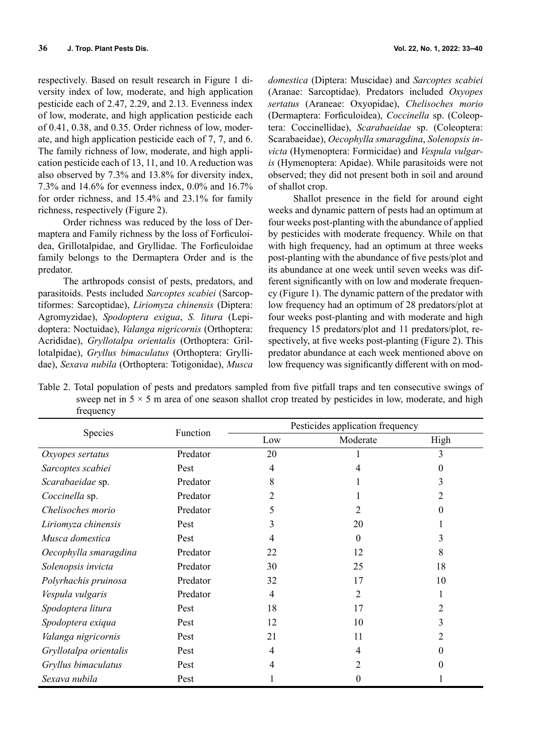respectively. Based on result research in Figure 1 diversity index of low, moderate, and high application pesticide each of 2.47, 2.29, and 2.13. Evenness index of low, moderate, and high application pesticide each of 0.41, 0.38, and 0.35. Order richness of low, moderate, and high application pesticide each of 7, 7, and 6. The family richness of low, moderate, and high application pesticide each of 13, 11, and 10. A reduction was also observed by 7.3% and 13.8% for diversity index, 7.3% and 14.6% for evenness index, 0.0% and 16.7% for order richness, and 15.4% and 23.1% for family richness, respectively (Figure 2).

Order richness was reduced by the loss of Dermaptera and Family richness by the loss of Forficuloidea, Grillotalpidae, and Gryllidae. The Forficuloidae family belongs to the Dermaptera Order and is the predator.

The arthropods consist of pests, predators, and parasitoids. Pests included *Sarcoptes scabiei* (Sarcoptiformes: Sarcoptidae), *Liriomyza chinensis* (Diptera: Agromyzidae), *Spodoptera exigua*, *S. litura* (Lepidoptera: Noctuidae), *Valanga nigricornis* (Orthoptera: Acrididae), *Gryllotalpa orientalis* (Orthoptera: Grillotalpidae), *Gryllus bimaculatus* (Orthoptera: Gryllidae), *Sexava nubila* (Orthoptera: Totigonidae), *Musca domestica* (Diptera: Muscidae) and *Sarcoptes scabiei* (Aranae: Sarcoptidae). Predators included *Oxyopes sertatus* (Araneae: Oxyopidae), *Chelisoches morio* (Dermaptera: Forficuloidea), *Coccinella* sp. (Coleoptera: Coccinellidae), *Scarabaeidae* sp. (Coleoptera: Scarabaeidae), *Oecophylla smaragdina*, *Solenopsis invicta* (Hymenoptera: Formicidae) and *Vespula vulgaris* (Hymenoptera: Apidae). While parasitoids were not observed; they did not present both in soil and around of shallot crop.

Shallot presence in the field for around eight weeks and dynamic pattern of pests had an optimum at four weeks post-planting with the abundance of applied by pesticides with moderate frequency. While on that with high frequency, had an optimum at three weeks post-planting with the abundance of five pests/plot and its abundance at one week until seven weeks was different significantly with on low and moderate frequency (Figure 1). The dynamic pattern of the predator with low frequency had an optimum of 28 predators/plot at four weeks post-planting and with moderate and high frequency 15 predators/plot and 11 predators/plot, respectively, at five weeks post-planting (Figure 2). This predator abundance at each week mentioned above on low frequency was significantly different with on mod-

Table 2. Total population of pests and predators sampled from five pitfall traps and ten consecutive swings of sweep net in $5 \times 5$ m area of one season shallot crop treated by pesticides in low, moderate, and high frequency

| Species | Function | Pesticides application frequency | | |
|---|---|---|---|---|
| | | Low | Moderate | High |
| *Oxyopes sertatus* | Predator | 20 | 1 | 3 |
| *Sarcoptes scabiei* | Pest | 4 | 4 | 0 |
| *Scarabaeidae* sp. | Predator | 8 | 1 | 3 |
| *Coccinella* sp. | Predator | 2 | 1 | 2 |
| *Chelisoches morio* | Predator | 5 | 2 | 0 |
| *Liriomyza chinensis* | Pest | 3 | 20 | 1 |
| *Musca domestica* | Pest | 4 | 0 | 3 |
| *Oecophylla smaragdina* | Predator | 22 | 12 | 8 |
| *Solenopsis invicta* | Predator | 30 | 25 | 18 |
| *Polyrhachis pruinosa* | Predator | 32 | 17 | 10 |
| *Vespula vulgaris* | Predator | 4 | 2 | 1 |
| *Spodoptera litura* | Pest | 18 | 17 | 2 |
| *Spodoptera exiqua* | Pest | 12 | 10 | 3 |
| *Valanga nigricornis* | Pest | 21 | 11 | 2 |
| *Gryllotalpa orientalis* | Pest | 4 | 4 | 0 |
| *Gryllus bimaculatus* | Pest | 4 | 2 | 0 |
| *Sexava nubila* | Pest | 1 | 0 | 1 |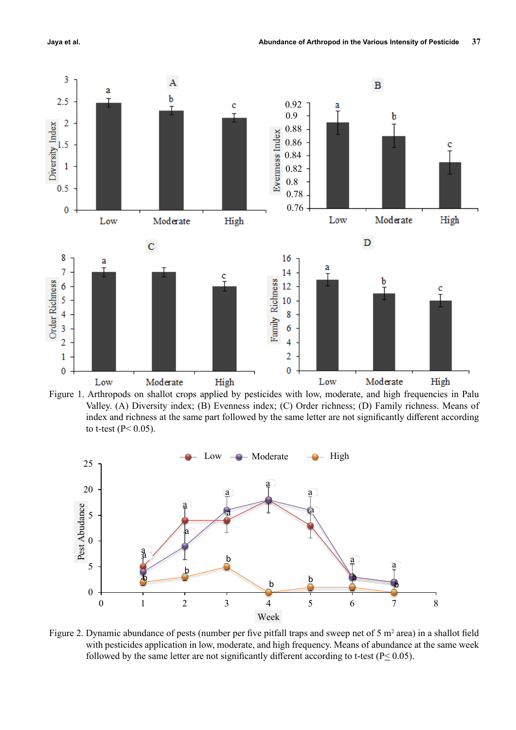Figure 1. Arthropods on shallot crops applied by pesticides with low, moderate, and high frequencies in Palu Valley. (A) Diversity index; (B) Evenness index; (C) Order richness; (D) Family richness. Means of index and richness at the same part followed by the same letter are not significantly different according to t-test ($P < 0.05$).

Figure 2. Dynamic abundance of pests (number per five pitfall traps and sweep net of 5 $m^2$ area) in a shallot field with pesticides application in low, moderate, and high frequency. Means of abundance at the same week followed by the same letter are not significantly different according to t-test ($P \leq 0.05$).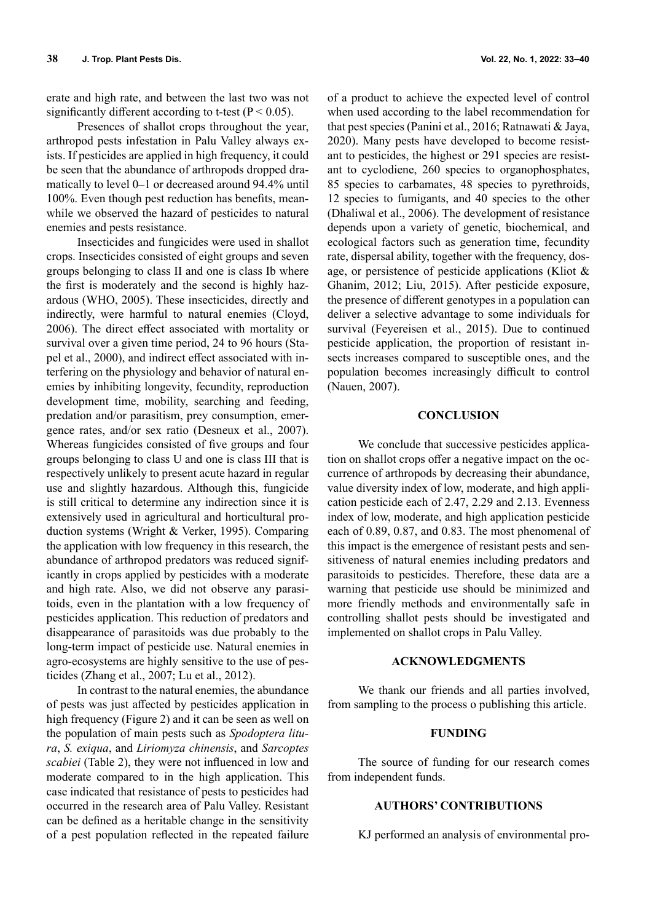erate and high rate, and between the last two was not significantly different according to t-test ($P < 0.05$).

Presences of shallot crops throughout the year, arthropod pests infestation in Palu Valley always exists. If pesticides are applied in high frequency, it could be seen that the abundance of arthropods dropped dramatically to level 0–1 or decreased around 94.4% until 100%. Even though pest reduction has benefits, meanwhile we observed the hazard of pesticides to natural enemies and pests resistance.

Insecticides and fungicides were used in shallot crops. Insecticides consisted of eight groups and seven groups belonging to class II and one is class Ib where the first is moderately and the second is highly hazardous (WHO, 2005). These insecticides, directly and indirectly, were harmful to natural enemies (Cloyd, 2006). The direct effect associated with mortality or survival over a given time period, 24 to 96 hours (Stapel et al., 2000), and indirect effect associated with interfering on the physiology and behavior of natural enemies by inhibiting longevity, fecundity, reproduction development time, mobility, searching and feeding, predation and/or parasitism, prey consumption, emergence rates, and/or sex ratio (Desneux et al., 2007). Whereas fungicides consisted of five groups and four groups belonging to class U and one is class III that is respectively unlikely to present acute hazard in regular use and slightly hazardous. Although this, fungicide is still critical to determine any indirection since it is extensively used in agricultural and horticultural production systems (Wright & Verker, 1995). Comparing the application with low frequency in this research, the abundance of arthropod predators was reduced significantly in crops applied by pesticides with a moderate and high rate. Also, we did not observe any parasitoids, even in the plantation with a low frequency of pesticides application. This reduction of predators and disappearance of parasitoids was due probably to the long-term impact of pesticide use. Natural enemies in agro-ecosystems are highly sensitive to the use of pesticides (Zhang et al., 2007; Lu et al., 2012).

In contrast to the natural enemies, the abundance of pests was just affected by pesticides application in high frequency (Figure 2) and it can be seen as well on the population of main pests such as *Spodoptera litura*, *S. exiqua*, and *Liriomyza chinensis*, and *Sarcoptes scabiei* (Table 2), they were not influenced in low and moderate compared to in the high application. This case indicated that resistance of pests to pesticides had occurred in the research area of Palu Valley. Resistant can be defined as a heritable change in the sensitivity of a pest population reflected in the repeated failure of a product to achieve the expected level of control when used according to the label recommendation for that pest species (Panini et al., 2016; Ratnawati & Jaya, 2020). Many pests have developed to become resistant to pesticides, the highest or 291 species are resistant to cyclodiene, 260 species to organophosphates, 85 species to carbamates, 48 species to pyrethroids, 12 species to fumigants, and 40 species to the other (Dhaliwal et al., 2006). The development of resistance depends upon a variety of genetic, biochemical, and ecological factors such as generation time, fecundity rate, dispersal ability, together with the frequency, dosage, or persistence of pesticide applications (Kliot & Ghanim, 2012; Liu, 2015). After pesticide exposure, the presence of different genotypes in a population can deliver a selective advantage to some individuals for survival (Feyereisen et al., 2015). Due to continued pesticide application, the proportion of resistant insects increases compared to susceptible ones, and the population becomes increasingly difficult to control (Nauen, 2007).

## CONCLUSION

We conclude that successive pesticides application on shallot crops offer a negative impact on the occurrence of arthropods by decreasing their abundance, value diversity index of low, moderate, and high application pesticide each of 2.47, 2.29 and 2.13. Evenness index of low, moderate, and high application pesticide each of 0.89, 0.87, and 0.83. The most phenomenal of this impact is the emergence of resistant pests and sensitiveness of natural enemies including predators and parasitoids to pesticides. Therefore, these data are a warning that pesticide use should be minimized and more friendly methods and environmentally safe in controlling shallot pests should be investigated and implemented on shallot crops in Palu Valley.

## ACKNOWLEDGMENTS

We thank our friends and all parties involved, from sampling to the process o publishing this article.

## FUNDING

The source of funding for our research comes from independent funds.

## AUTHORS' CONTRIBUTIONS

KJ performed an analysis of environmental pro-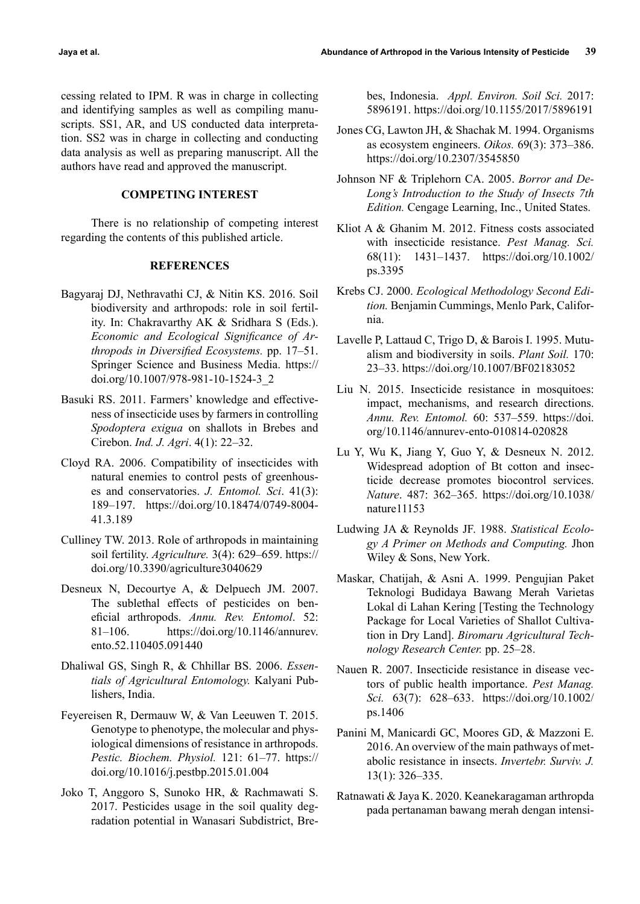cessing related to IPM. R was in charge in collecting and identifying samples as well as compiling manuscripts. SS1, AR, and US conducted data interpretation. SS2 was in charge in collecting and conducting data analysis as well as preparing manuscript. All the authors have read and approved the manuscript.

## COMPETING INTEREST

There is no relationship of competing interest regarding the contents of this published article.

## REFERENCES

Bagyaraj DJ, Nethravathi CJ, & Nitin KS. 2016. Soil biodiversity and arthropods: role in soil fertility. In: Chakravarthy AK & Sridhara S (Eds.). *Economic and Ecological Significance of Arthropods in Diversified Ecosystems.* pp. 17–51. Springer Science and Business Media. https://doi.org/10.1007/978-981-10-1524-3_2

Basuki RS. 2011. Farmers' knowledge and effectiveness of insecticide uses by farmers in controlling *Spodoptera exigua* on shallots in Brebes and Cirebon. *Ind. J. Agri*. 4(1): 22–32.

Cloyd RA. 2006. Compatibility of insecticides with natural enemies to control pests of greenhouses and conservatories. *J. Entomol. Sci*. 41(3): 189–197. https://doi.org/10.18474/0749-8004-41.3.189

Culliney TW. 2013. Role of arthropods in maintaining soil fertility. *Agriculture.* 3(4): 629–659. https://doi.org/10.3390/agriculture3040629

Desneux N, Decourtye A, & Delpuech JM. 2007. The sublethal effects of pesticides on beneficial arthropods. *Annu. Rev. Entomol*. 52: 81–106. https://doi.org/10.1146/annurev.ento.52.110405.091440

Dhaliwal GS, Singh R, & Chhillar BS. 2006. *Essentials of Agricultural Entomology.* Kalyani Publishers, India.

Feyereisen R, Dermauw W, & Van Leeuwen T. 2015. Genotype to phenotype, the molecular and physiological dimensions of resistance in arthropods. *Pestic. Biochem. Physiol.* 121: 61–77. https://doi.org/10.1016/j.pestbp.2015.01.004

Joko T, Anggoro S, Sunoko HR, & Rachmawati S. 2017. Pesticides usage in the soil quality degradation potential in Wanasari Subdistrict, Brebes, Indonesia. *Appl. Environ. Soil Sci.* 2017: 5896191. https://doi.org/10.1155/2017/5896191

Jones CG, Lawton JH, & Shachak M. 1994. Organisms as ecosystem engineers. *Oikos.* 69(3): 373–386. https://doi.org/10.2307/3545850

Johnson NF & Triplehorn CA. 2005. *Borror and DeLong's Introduction to the Study of Insects 7th Edition.* Cengage Learning, Inc., United States.

Kliot A & Ghanim M. 2012. Fitness costs associated with insecticide resistance. *Pest Manag. Sci.* 68(11): 1431–1437. https://doi.org/10.1002/ps.3395

Krebs CJ. 2000. *Ecological Methodology Second Edition.* Benjamin Cummings, Menlo Park, California.

Lavelle P, Lattaud C, Trigo D, & Barois I. 1995. Mutualism and biodiversity in soils. *Plant Soil.* 170: 23–33. https://doi.org/10.1007/BF02183052

Liu N. 2015. Insecticide resistance in mosquitoes: impact, mechanisms, and research directions. *Annu. Rev. Entomol.* 60: 537–559. https://doi.org/10.1146/annurev-ento-010814-020828

Lu Y, Wu K, Jiang Y, Guo Y, & Desneux N. 2012. Widespread adoption of Bt cotton and insecticide decrease promotes biocontrol services. *Nature*. 487: 362–365. https://doi.org/10.1038/nature11153

Ludwing JA & Reynolds JF. 1988. *Statistical Ecology A Primer on Methods and Computing.* Jhon Wiley & Sons, New York.

Maskar, Chatijah, & Asni A. 1999. Pengujian Paket Teknologi Budidaya Bawang Merah Varietas Lokal di Lahan Kering [Testing the Technology Package for Local Varieties of Shallot Cultivation in Dry Land]. *Biromaru Agricultural Technology Research Center.* pp. 25–28.

Nauen R. 2007. Insecticide resistance in disease vectors of public health importance. *Pest Manag. Sci.* 63(7): 628–633. https://doi.org/10.1002/ps.1406

Panini M, Manicardi GC, Moores GD, & Mazzoni E. 2016. An overview of the main pathways of metabolic resistance in insects. *Invertebr. Surviv. J.* 13(1): 326–335.

Ratnawati & Jaya K. 2020. Keanekaragaman arthropda pada pertanaman bawang merah dengan intensi-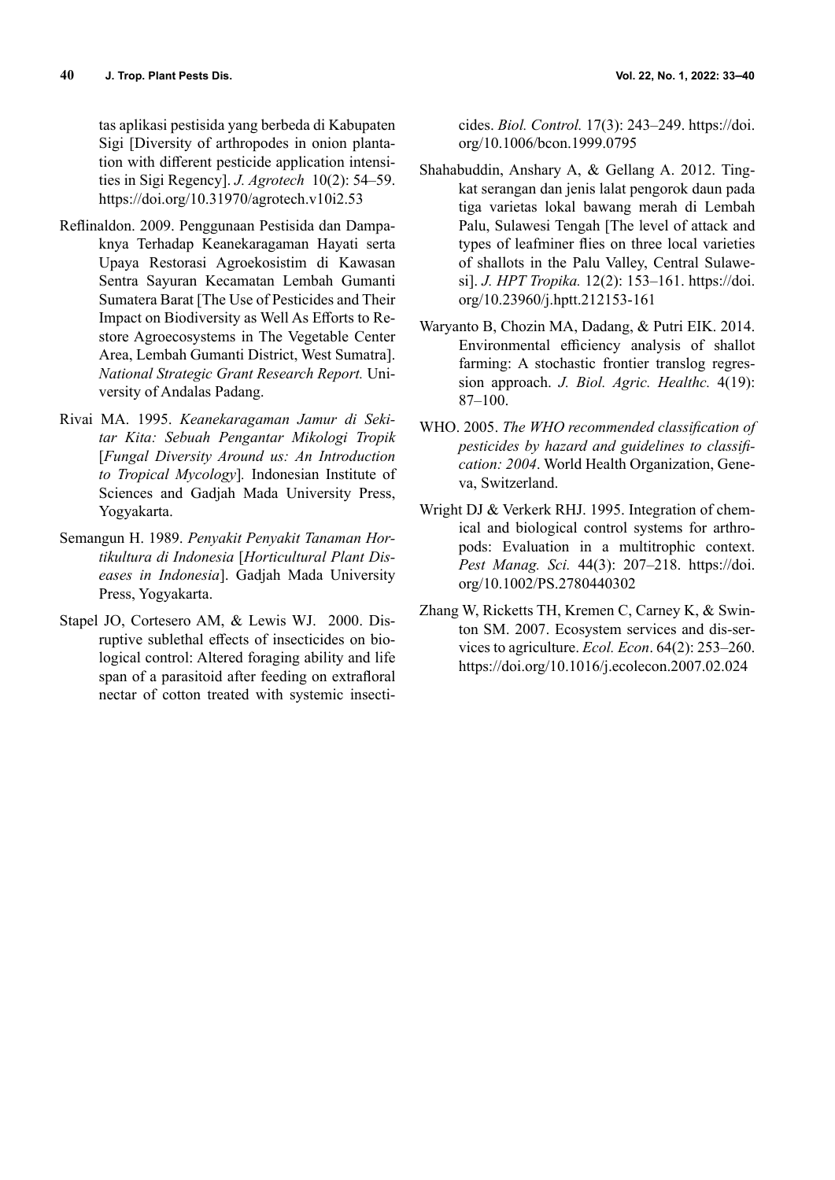tas aplikasi pestisida yang berbeda di Kabupaten Sigi [Diversity of arthropodes in onion plantation with different pesticide application intensities in Sigi Regency]. *J. Agrotech* 10(2): 54–59. https://doi.org/10.31970/agrotech.v10i2.53

Reflinaldon. 2009. Penggunaan Pestisida dan Dampaknya Terhadap Keanekaragaman Hayati serta Upaya Restorasi Agroekosistim di Kawasan Sentra Sayuran Kecamatan Lembah Gumanti Sumatera Barat [The Use of Pesticides and Their Impact on Biodiversity as Well As Efforts to Restore Agroecosystems in The Vegetable Center Area, Lembah Gumanti District, West Sumatra]. *National Strategic Grant Research Report.* University of Andalas Padang.

Rivai MA. 1995. *Keanekaragaman Jamur di Sekitar Kita: Sebuah Pengantar Mikologi Tropik* [*Fungal Diversity Around us: An Introduction to Tropical Mycology*]. Indonesian Institute of Sciences and Gadjah Mada University Press, Yogyakarta.

Semangun H. 1989. *Penyakit Penyakit Tanaman Hortikultura di Indonesia* [*Horticultural Plant Diseases in Indonesia*]. Gadjah Mada University Press, Yogyakarta.

Stapel JO, Cortesero AM, & Lewis WJ. 2000. Disruptive sublethal effects of insecticides on biological control: Altered foraging ability and life span of a parasitoid after feeding on extrafloral nectar of cotton treated with systemic insecticides. *Biol. Control.* 17(3): 243–249. https://doi.org/10.1006/bcon.1999.0795

Shahabuddin, Anshary A, & Gellang A. 2012. Tingkat serangan dan jenis lalat pengorok daun pada tiga varietas lokal bawang merah di Lembah Palu, Sulawesi Tengah [The level of attack and types of leafminer flies on three local varieties of shallots in the Palu Valley, Central Sulawesi]. *J. HPT Tropika.* 12(2): 153–161. https://doi.org/10.23960/j.hptt.212153-161

Waryanto B, Chozin MA, Dadang, & Putri EIK. 2014. Environmental efficiency analysis of shallot farming: A stochastic frontier translog regression approach. *J. Biol. Agric. Healthc.* 4(19): 87–100.

WHO. 2005. *The WHO recommended classification of pesticides by hazard and guidelines to classification: 2004*. World Health Organization, Geneva, Switzerland.

Wright DJ & Verkerk RHJ. 1995. Integration of chemical and biological control systems for arthropods: Evaluation in a multitrophic context. *Pest Manag. Sci.* 44(3): 207–218. https://doi.org/10.1002/PS.2780440302

Zhang W, Ricketts TH, Kremen C, Carney K, & Swinton SM. 2007. Ecosystem services and dis-services to agriculture. *Ecol. Econ*. 64(2): 253–260. https://doi.org/10.1016/j.ecolecon.2007.02.024